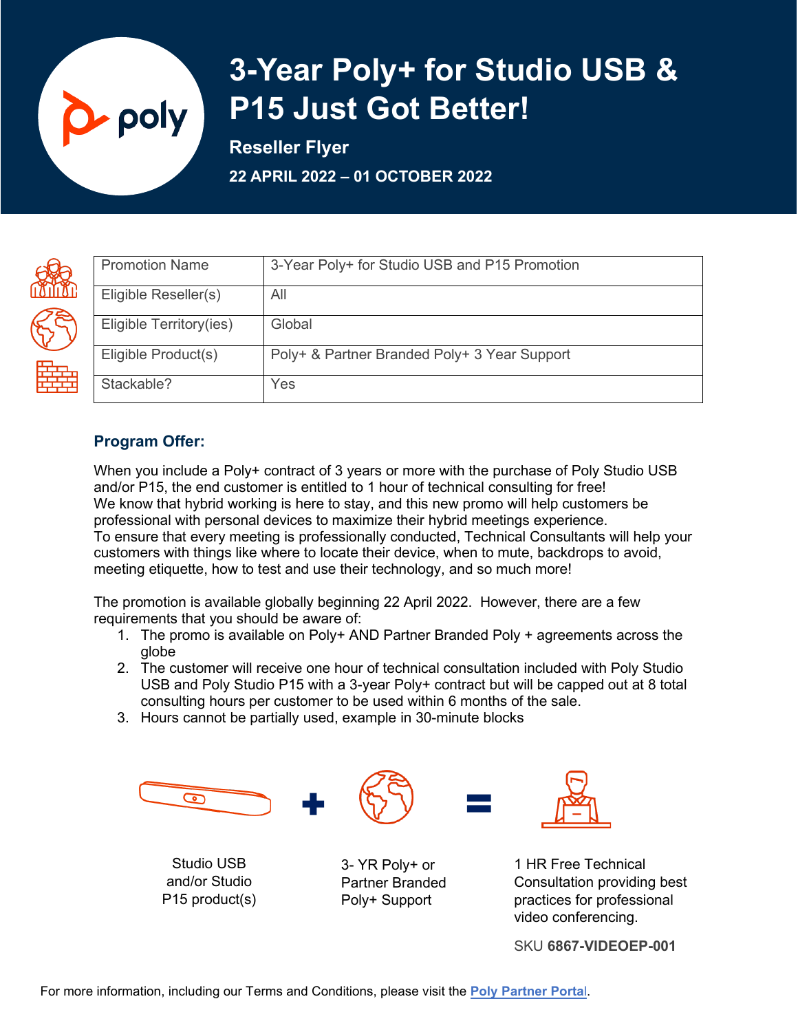# 3-Year Poly+ for Studio USB & P15 Just Got Better!

**Reseller Flyer**

**22 APRIL 2022 – 01 OCTOBER 2022**

| Promotion Name | 3-Year Poly+ for Studio USB and P15 Promotion |
|---|---|
| Eligible Reseller(s) | All |
| Eligible Territory(ies) | Global |
| Eligible Product(s) | Poly+ & Partner Branded Poly+ 3 Year Support |
| Stackable? | Yes |

## Program Offer:

When you include a Poly+ contract of 3 years or more with the purchase of Poly Studio USB and/or P15, the end customer is entitled to 1 hour of technical consulting for free!
We know that hybrid working is here to stay, and this new promo will help customers be professional with personal devices to maximize their hybrid meetings experience.
To ensure that every meeting is professionally conducted, Technical Consultants will help your customers with things like where to locate their device, when to mute, backdrops to avoid, meeting etiquette, how to test and use their technology, and so much more!

The promotion is available globally beginning 22 April 2022. However, there are a few requirements that you should be aware of:

1. The promo is available on Poly+ AND Partner Branded Poly + agreements across the globe
2. The customer will receive one hour of technical consultation included with Poly Studio USB and Poly Studio P15 with a 3-year Poly+ contract but will be capped out at 8 total consulting hours per customer to be used within 6 months of the sale.
3. Hours cannot be partially used, example in 30-minute blocks

Studio USB and/or Studio P15 product(s) + 3- YR Poly+ or Partner Branded Poly+ Support = 1 HR Free Technical Consultation providing best practices for professional video conferencing.

SKU **6867-VIDEOEP-001**

For more information, including our Terms and Conditions, please visit the **Poly Partner Portal**.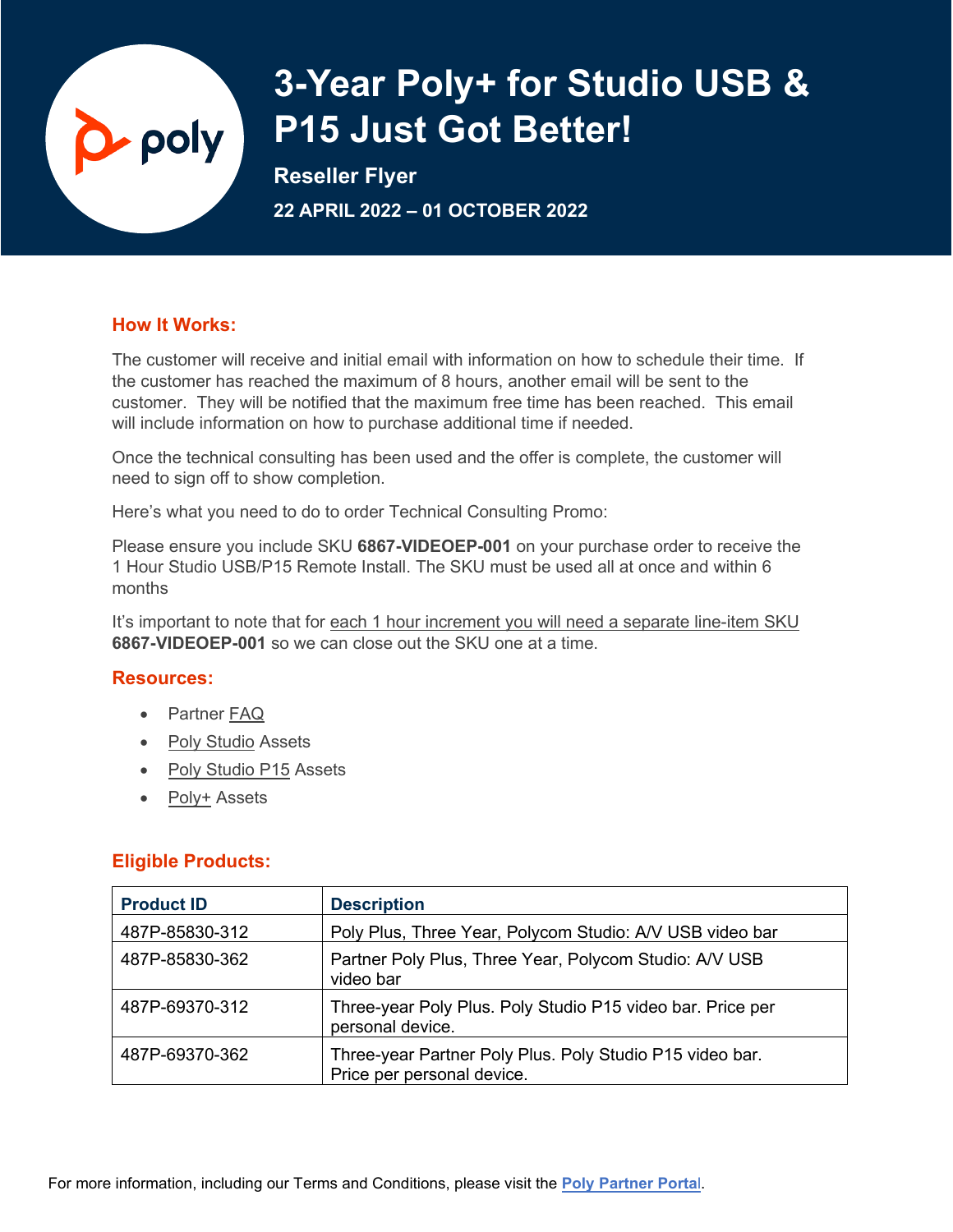# 3-Year Poly+ for Studio USB & P15 Just Got Better!

**Reseller Flyer**

**22 APRIL 2022 – 01 OCTOBER 2022**

## How It Works:

The customer will receive and initial email with information on how to schedule their time. If the customer has reached the maximum of 8 hours, another email will be sent to the customer. They will be notified that the maximum free time has been reached. This email will include information on how to purchase additional time if needed.

Once the technical consulting has been used and the offer is complete, the customer will need to sign off to show completion.

Here's what you need to do to order Technical Consulting Promo:

Please ensure you include SKU **6867-VIDEOEP-001** on your purchase order to receive the 1 Hour Studio USB/P15 Remote Install. The SKU must be used all at once and within 6 months

It's important to note that for each 1 hour increment you will need a separate line-item SKU **6867-VIDEOEP-001** so we can close out the SKU one at a time.

## Resources:

- Partner FAQ
- Poly Studio Assets
- Poly Studio P15 Assets
- Poly+ Assets

## Eligible Products:

| Product ID | Description |
|---|---|
| 487P-85830-312 | Poly Plus, Three Year, Polycom Studio: A/V USB video bar |
| 487P-85830-362 | Partner Poly Plus, Three Year, Polycom Studio: A/V USB video bar |
| 487P-69370-312 | Three-year Poly Plus. Poly Studio P15 video bar. Price per personal device. |
| 487P-69370-362 | Three-year Partner Poly Plus. Poly Studio P15 video bar. Price per personal device. |

For more information, including our Terms and Conditions, please visit the **Poly Partner Portal**.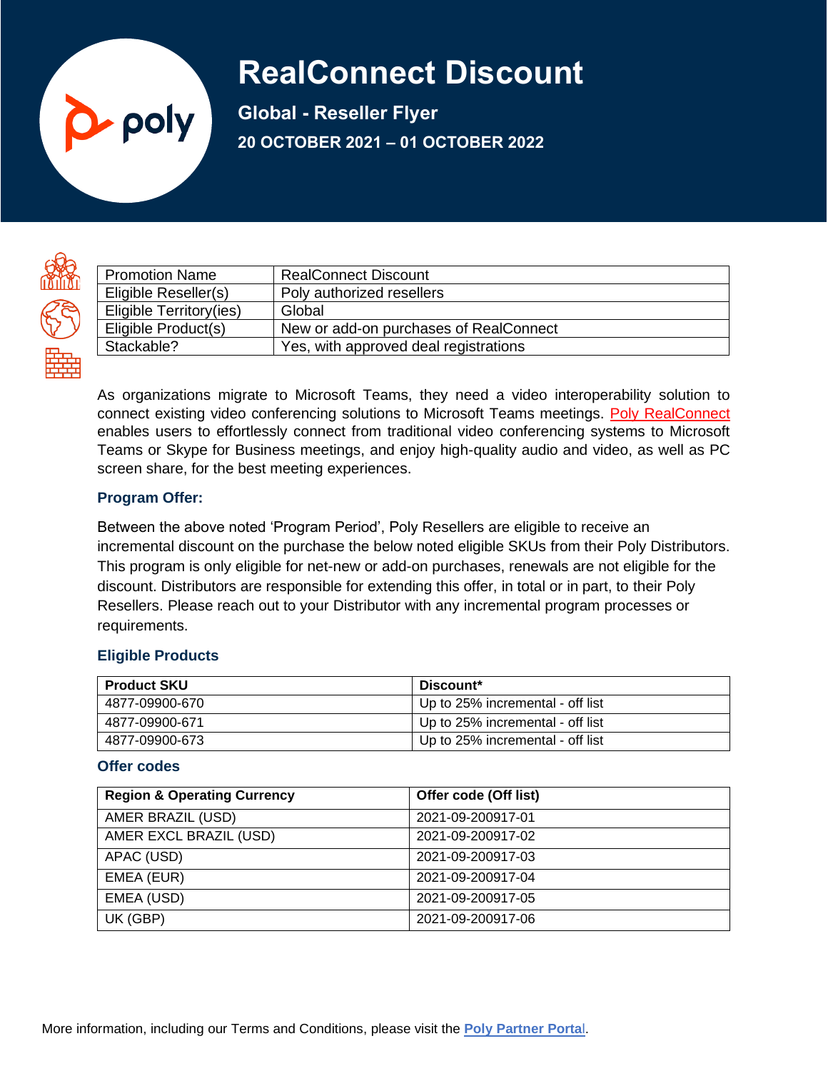# RealConnect Discount

**Global - Reseller Flyer**

**20 OCTOBER 2021 – 01 OCTOBER 2022**

| Promotion Name | RealConnect Discount |
|---|---|
| Eligible Reseller(s) | Poly authorized resellers |
| Eligible Territory(ies) | Global |
| Eligible Product(s) | New or add-on purchases of RealConnect |
| Stackable? | Yes, with approved deal registrations |

As organizations migrate to Microsoft Teams, they need a video interoperability solution to connect existing video conferencing solutions to Microsoft Teams meetings. Poly RealConnect enables users to effortlessly connect from traditional video conferencing systems to Microsoft Teams or Skype for Business meetings, and enjoy high-quality audio and video, as well as PC screen share, for the best meeting experiences.

### Program Offer:

Between the above noted 'Program Period', Poly Resellers are eligible to receive an incremental discount on the purchase the below noted eligible SKUs from their Poly Distributors. This program is only eligible for net-new or add-on purchases, renewals are not eligible for the discount. Distributors are responsible for extending this offer, in total or in part, to their Poly Resellers. Please reach out to your Distributor with any incremental program processes or requirements.

### Eligible Products

| Product SKU | Discount* |
|---|---|
| 4877-09900-670 | Up to 25% incremental - off list |
| 4877-09900-671 | Up to 25% incremental - off list |
| 4877-09900-673 | Up to 25% incremental - off list |

### Offer codes

| Region & Operating Currency | Offer code (Off list) |
|---|---|
| AMER BRAZIL (USD) | 2021-09-200917-01 |
| AMER EXCL BRAZIL (USD) | 2021-09-200917-02 |
| APAC (USD) | 2021-09-200917-03 |
| EMEA (EUR) | 2021-09-200917-04 |
| EMEA (USD) | 2021-09-200917-05 |
| UK (GBP) | 2021-09-200917-06 |

More information, including our Terms and Conditions, please visit the **Poly Partner Portal**.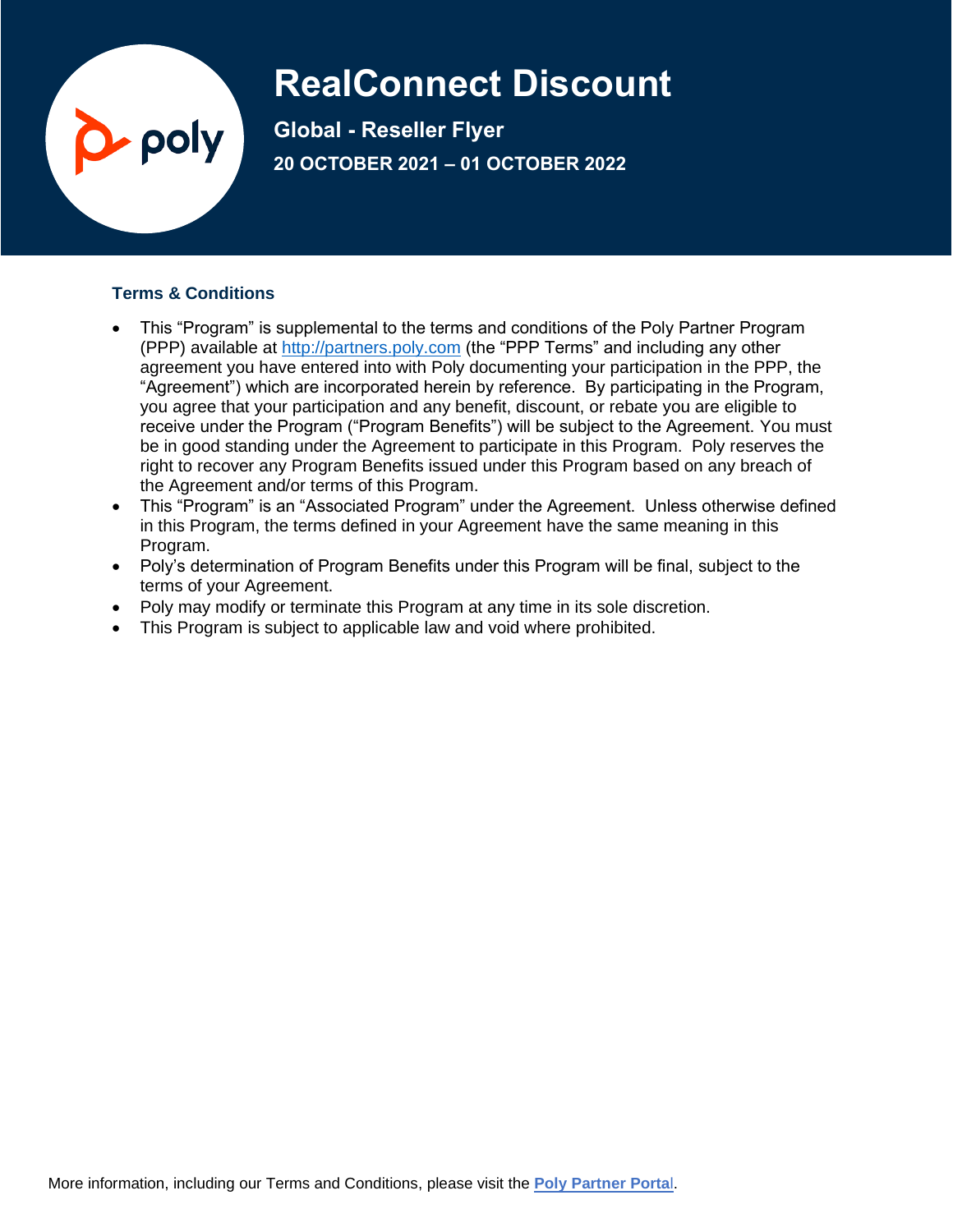# RealConnect Discount

**Global - Reseller Flyer**

**20 OCTOBER 2021 – 01 OCTOBER 2022**

### Terms & Conditions

- This "Program" is supplemental to the terms and conditions of the Poly Partner Program (PPP) available at http://partners.poly.com (the "PPP Terms" and including any other agreement you have entered into with Poly documenting your participation in the PPP, the "Agreement") which are incorporated herein by reference. By participating in the Program, you agree that your participation and any benefit, discount, or rebate you are eligible to receive under the Program ("Program Benefits") will be subject to the Agreement. You must be in good standing under the Agreement to participate in this Program. Poly reserves the right to recover any Program Benefits issued under this Program based on any breach of the Agreement and/or terms of this Program.
- This "Program" is an "Associated Program" under the Agreement. Unless otherwise defined in this Program, the terms defined in your Agreement have the same meaning in this Program.
- Poly's determination of Program Benefits under this Program will be final, subject to the terms of your Agreement.
- Poly may modify or terminate this Program at any time in its sole discretion.
- This Program is subject to applicable law and void where prohibited.

More information, including our Terms and Conditions, please visit the **Poly Partner Portal**.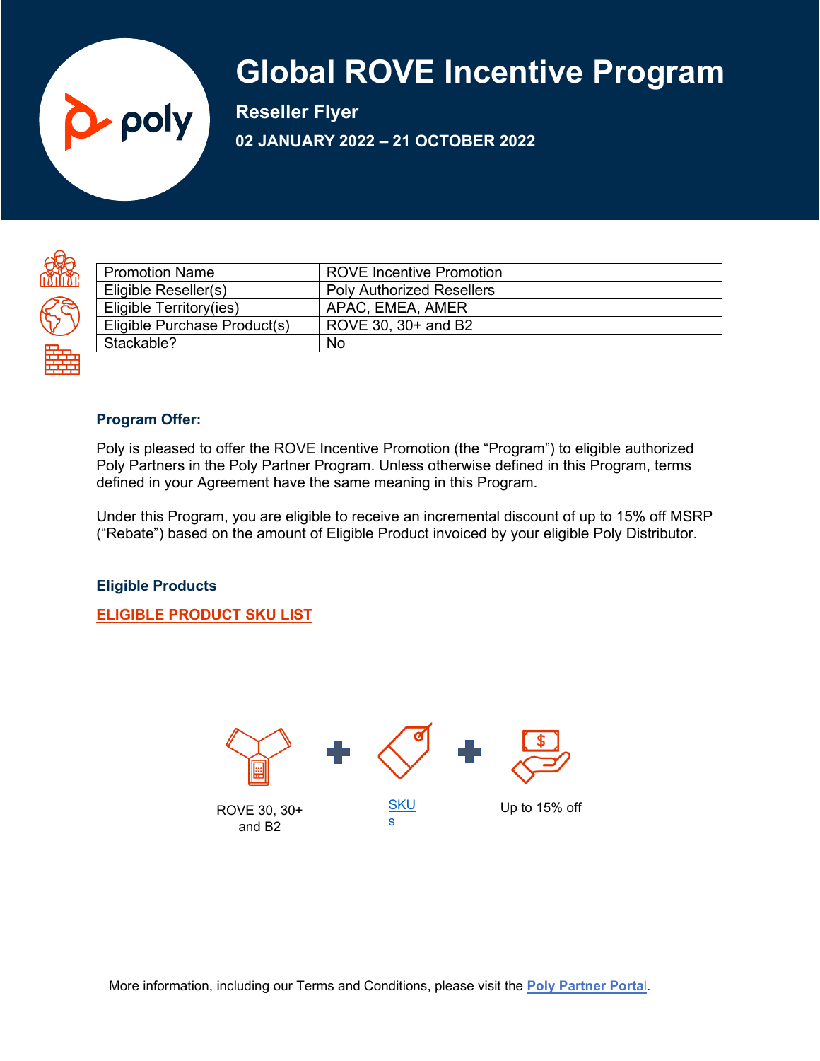# Global ROVE Incentive Program

**Reseller Flyer**

**02 JANUARY 2022 – 21 OCTOBER 2022**

| Promotion Name | ROVE Incentive Promotion |
|---|---|
| Eligible Reseller(s) | Poly Authorized Resellers |
| Eligible Territory(ies) | APAC, EMEA, AMER |
| Eligible Purchase Product(s) | ROVE 30, 30+ and B2 |
| Stackable? | No |

### Program Offer:

Poly is pleased to offer the ROVE Incentive Promotion (the "Program") to eligible authorized Poly Partners in the Poly Partner Program. Unless otherwise defined in this Program, terms defined in your Agreement have the same meaning in this Program.

Under this Program, you are eligible to receive an incremental discount of up to 15% off MSRP ("Rebate") based on the amount of Eligible Product invoiced by your eligible Poly Distributor.

### Eligible Products

**ELIGIBLE PRODUCT SKU LIST**

ROVE 30, 30+ and B2 + SKUs + Up to 15% off

More information, including our Terms and Conditions, please visit the **Poly Partner Portal**.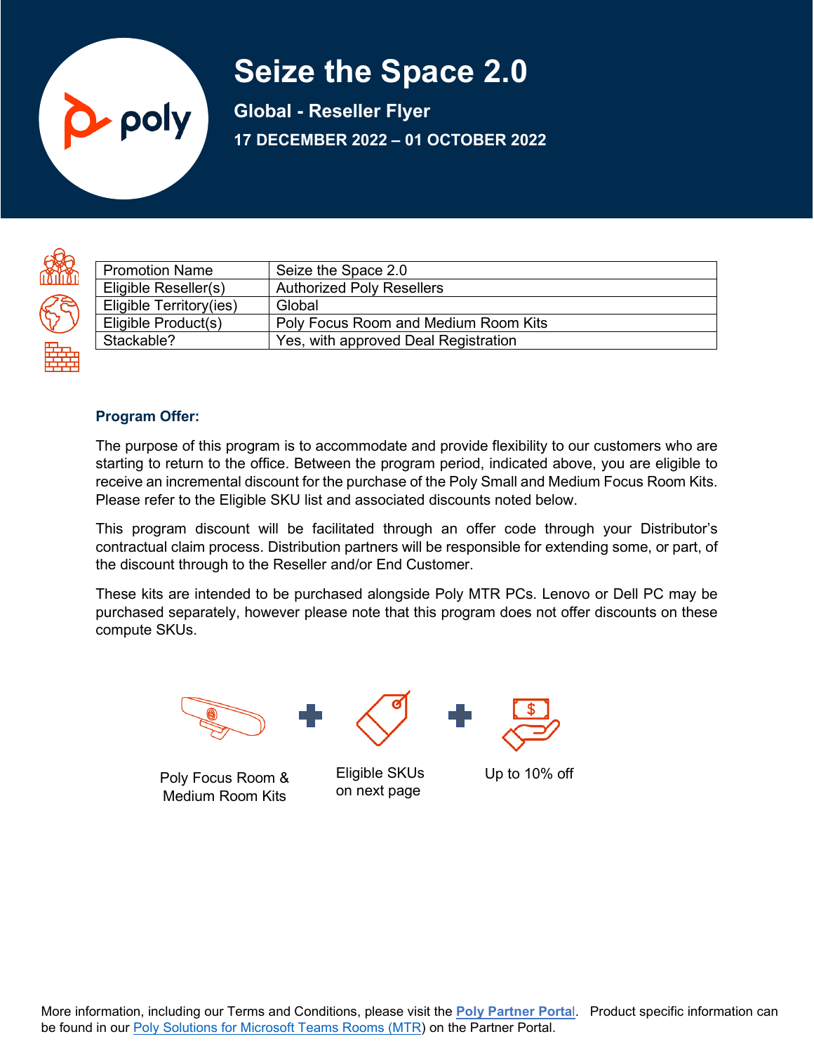# Seize the Space 2.0

**Global - Reseller Flyer**

**17 DECEMBER 2022 – 01 OCTOBER 2022**

| Promotion Name | Seize the Space 2.0 |
|---|---|
| Eligible Reseller(s) | Authorized Poly Resellers |
| Eligible Territory(ies) | Global |
| Eligible Product(s) | Poly Focus Room and Medium Room Kits |
| Stackable? | Yes, with approved Deal Registration |

### Program Offer:

The purpose of this program is to accommodate and provide flexibility to our customers who are starting to return to the office. Between the program period, indicated above, you are eligible to receive an incremental discount for the purchase of the Poly Small and Medium Focus Room Kits. Please refer to the Eligible SKU list and associated discounts noted below.

This program discount will be facilitated through an offer code through your Distributor's contractual claim process. Distribution partners will be responsible for extending some, or part, of the discount through to the Reseller and/or End Customer.

These kits are intended to be purchased alongside Poly MTR PCs. Lenovo or Dell PC may be purchased separately, however please note that this program does not offer discounts on these compute SKUs.

Poly Focus Room & Medium Room Kits + Eligible SKUs on next page + Up to 10% off

More information, including our Terms and Conditions, please visit the **Poly Partner Portal**. Product specific information can be found in our Poly Solutions for Microsoft Teams Rooms (MTR) on the Partner Portal.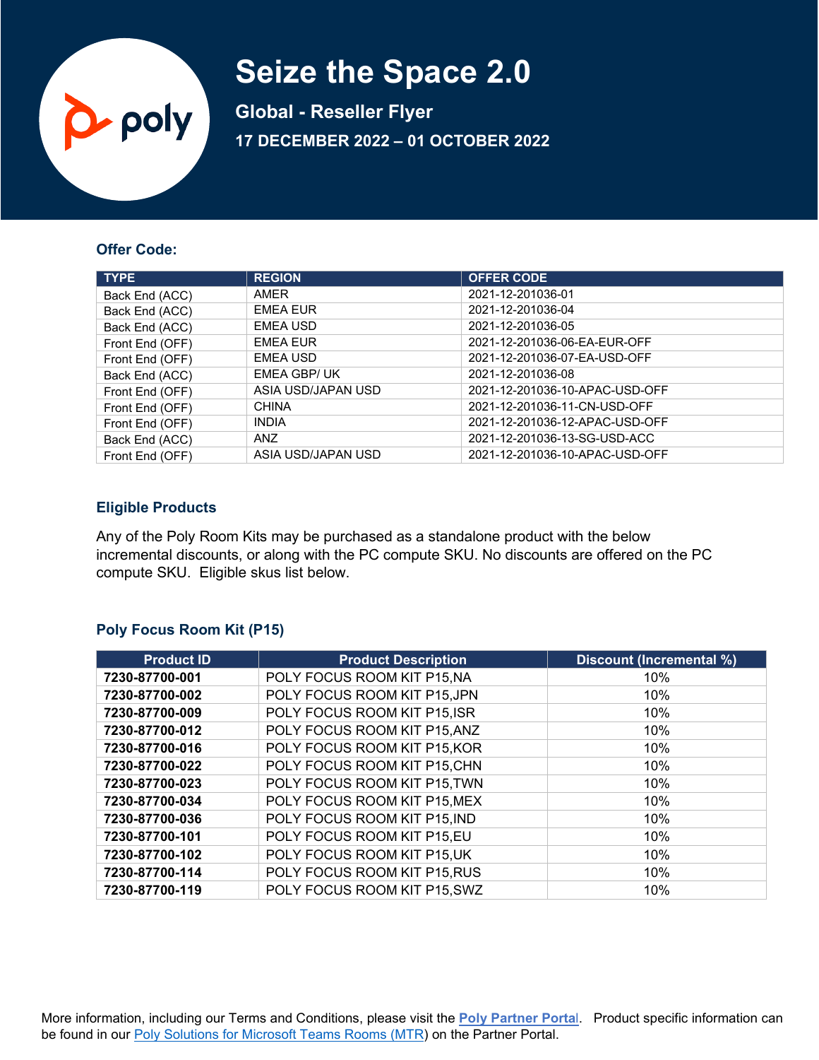# Seize the Space 2.0

## Global - Reseller Flyer

### 17 DECEMBER 2022 – 01 OCTOBER 2022

### Offer Code:

| TYPE | REGION | OFFER CODE |
|---|---|---|
| Back End (ACC) | AMER | 2021-12-201036-01 |
| Back End (ACC) | EMEA EUR | 2021-12-201036-04 |
| Back End (ACC) | EMEA USD | 2021-12-201036-05 |
| Front End (OFF) | EMEA EUR | 2021-12-201036-06-EA-EUR-OFF |
| Front End (OFF) | EMEA USD | 2021-12-201036-07-EA-USD-OFF |
| Back End (ACC) | EMEA GBP/ UK | 2021-12-201036-08 |
| Front End (OFF) | ASIA USD/JAPAN USD | 2021-12-201036-10-APAC-USD-OFF |
| Front End (OFF) | CHINA | 2021-12-201036-11-CN-USD-OFF |
| Front End (OFF) | INDIA | 2021-12-201036-12-APAC-USD-OFF |
| Back End (ACC) | ANZ | 2021-12-201036-13-SG-USD-ACC |
| Front End (OFF) | ASIA USD/JAPAN USD | 2021-12-201036-10-APAC-USD-OFF |

### Eligible Products

Any of the Poly Room Kits may be purchased as a standalone product with the below incremental discounts, or along with the PC compute SKU. No discounts are offered on the PC compute SKU. Eligible skus list below.

### Poly Focus Room Kit (P15)

| Product ID | Product Description | Discount (Incremental %) |
|---|---|---|
| **7230-87700-001** | POLY FOCUS ROOM KIT P15,NA | 10% |
| **7230-87700-002** | POLY FOCUS ROOM KIT P15,JPN | 10% |
| **7230-87700-009** | POLY FOCUS ROOM KIT P15,ISR | 10% |
| **7230-87700-012** | POLY FOCUS ROOM KIT P15,ANZ | 10% |
| **7230-87700-016** | POLY FOCUS ROOM KIT P15,KOR | 10% |
| **7230-87700-022** | POLY FOCUS ROOM KIT P15,CHN | 10% |
| **7230-87700-023** | POLY FOCUS ROOM KIT P15,TWN | 10% |
| **7230-87700-034** | POLY FOCUS ROOM KIT P15,MEX | 10% |
| **7230-87700-036** | POLY FOCUS ROOM KIT P15,IND | 10% |
| **7230-87700-101** | POLY FOCUS ROOM KIT P15,EU | 10% |
| **7230-87700-102** | POLY FOCUS ROOM KIT P15,UK | 10% |
| **7230-87700-114** | POLY FOCUS ROOM KIT P15,RUS | 10% |
| **7230-87700-119** | POLY FOCUS ROOM KIT P15,SWZ | 10% |

More information, including our Terms and Conditions, please visit the **Poly Partner Portal**. Product specific information can be found in our Poly Solutions for Microsoft Teams Rooms (MTR) on the Partner Portal.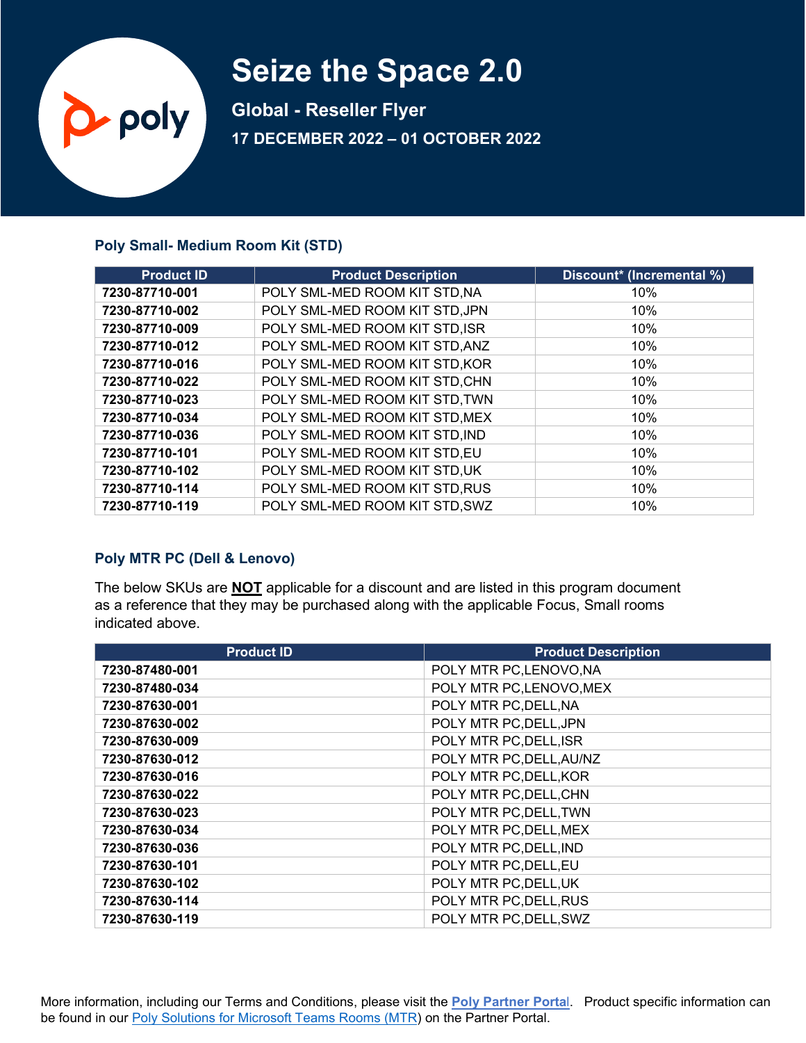# Seize the Space 2.0

## Global - Reseller Flyer

## 17 DECEMBER 2022 – 01 OCTOBER 2022

### Poly Small- Medium Room Kit (STD)

| Product ID | Product Description | Discount* (Incremental %) |
|---|---|---|
| **7230-87710-001** | POLY SML-MED ROOM KIT STD,NA | 10% |
| **7230-87710-002** | POLY SML-MED ROOM KIT STD,JPN | 10% |
| **7230-87710-009** | POLY SML-MED ROOM KIT STD,ISR | 10% |
| **7230-87710-012** | POLY SML-MED ROOM KIT STD,ANZ | 10% |
| **7230-87710-016** | POLY SML-MED ROOM KIT STD,KOR | 10% |
| **7230-87710-022** | POLY SML-MED ROOM KIT STD,CHN | 10% |
| **7230-87710-023** | POLY SML-MED ROOM KIT STD,TWN | 10% |
| **7230-87710-034** | POLY SML-MED ROOM KIT STD,MEX | 10% |
| **7230-87710-036** | POLY SML-MED ROOM KIT STD,IND | 10% |
| **7230-87710-101** | POLY SML-MED ROOM KIT STD,EU | 10% |
| **7230-87710-102** | POLY SML-MED ROOM KIT STD,UK | 10% |
| **7230-87710-114** | POLY SML-MED ROOM KIT STD,RUS | 10% |
| **7230-87710-119** | POLY SML-MED ROOM KIT STD,SWZ | 10% |

### Poly MTR PC (Dell & Lenovo)

The below SKUs are **NOT** applicable for a discount and are listed in this program document as a reference that they may be purchased along with the applicable Focus, Small rooms indicated above.

| Product ID | Product Description |
|---|---|
| **7230-87480-001** | POLY MTR PC,LENOVO,NA |
| **7230-87480-034** | POLY MTR PC,LENOVO,MEX |
| **7230-87630-001** | POLY MTR PC,DELL,NA |
| **7230-87630-002** | POLY MTR PC,DELL,JPN |
| **7230-87630-009** | POLY MTR PC,DELL,ISR |
| **7230-87630-012** | POLY MTR PC,DELL,AU/NZ |
| **7230-87630-016** | POLY MTR PC,DELL,KOR |
| **7230-87630-022** | POLY MTR PC,DELL,CHN |
| **7230-87630-023** | POLY MTR PC,DELL,TWN |
| **7230-87630-034** | POLY MTR PC,DELL,MEX |
| **7230-87630-036** | POLY MTR PC,DELL,IND |
| **7230-87630-101** | POLY MTR PC,DELL,EU |
| **7230-87630-102** | POLY MTR PC,DELL,UK |
| **7230-87630-114** | POLY MTR PC,DELL,RUS |
| **7230-87630-119** | POLY MTR PC,DELL,SWZ |

More information, including our Terms and Conditions, please visit the **Poly Partner Portal**. Product specific information can be found in our Poly Solutions for Microsoft Teams Rooms (MTR) on the Partner Portal.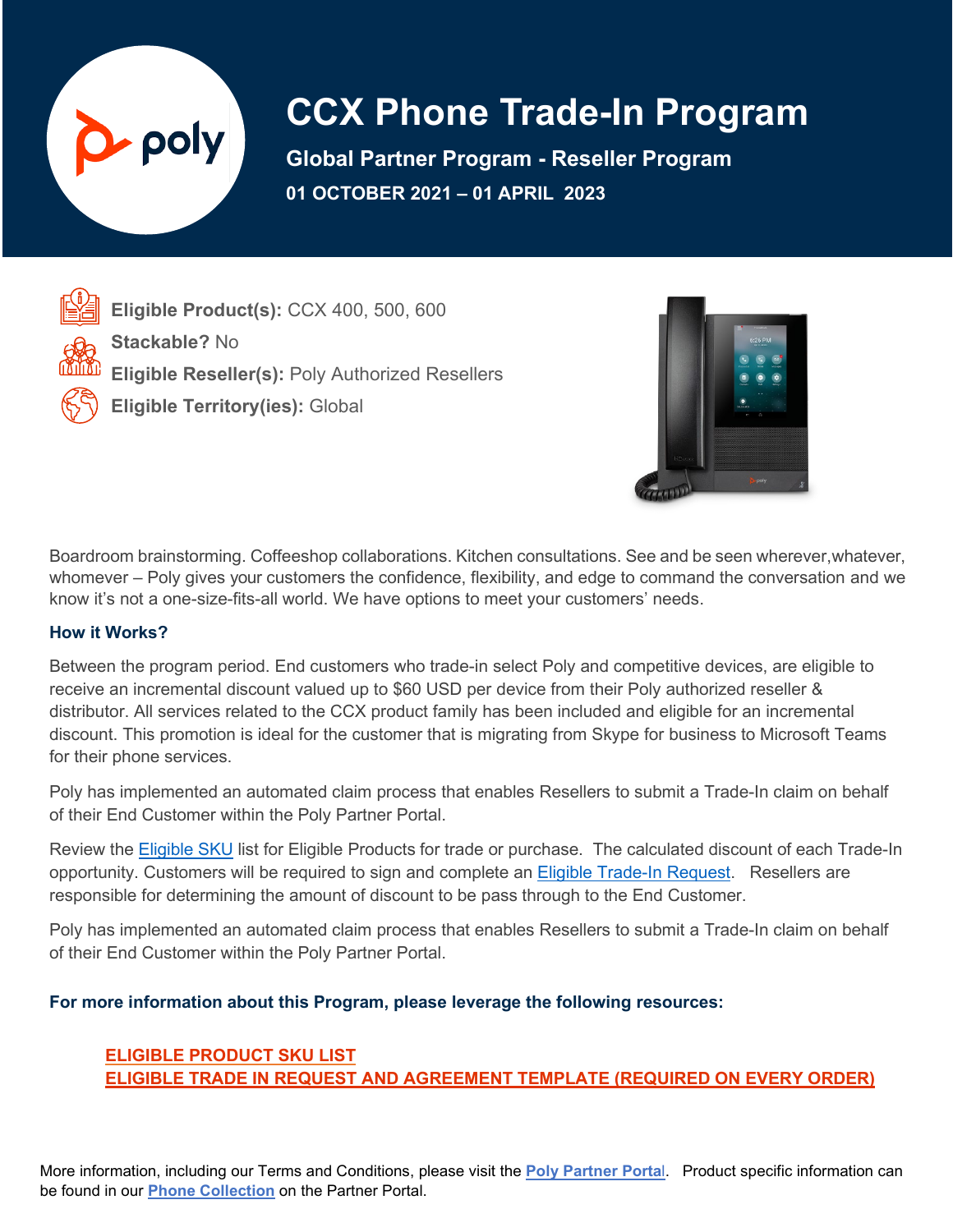# CCX Phone Trade-In Program

## Global Partner Program - Reseller Program

**01 OCTOBER 2021 – 01 APRIL 2023**

**Eligible Product(s):** CCX 400, 500, 600

**Stackable?** No

**Eligible Reseller(s):** Poly Authorized Resellers

**Eligible Territory(ies):** Global

Boardroom brainstorming. Coffeeshop collaborations. Kitchen consultations. See and be seen wherever,whatever, whomever – Poly gives your customers the confidence, flexibility, and edge to command the conversation and we know it's not a one-size-fits-all world. We have options to meet your customers' needs.

### How it Works?

Between the program period. End customers who trade-in select Poly and competitive devices, are eligible to receive an incremental discount valued up to $60 USD per device from their Poly authorized reseller & distributor. All services related to the CCX product family has been included and eligible for an incremental discount. This promotion is ideal for the customer that is migrating from Skype for business to Microsoft Teams for their phone services.

Poly has implemented an automated claim process that enables Resellers to submit a Trade-In claim on behalf of their End Customer within the Poly Partner Portal.

Review the Eligible SKU list for Eligible Products for trade or purchase. The calculated discount of each Trade-In opportunity. Customers will be required to sign and complete an Eligible Trade-In Request. Resellers are responsible for determining the amount of discount to be pass through to the End Customer.

Poly has implemented an automated claim process that enables Resellers to submit a Trade-In claim on behalf of their End Customer within the Poly Partner Portal.

**For more information about this Program, please leverage the following resources:**

ELIGIBLE PRODUCT SKU LIST
ELIGIBLE TRADE IN REQUEST AND AGREEMENT TEMPLATE (REQUIRED ON EVERY ORDER)

More information, including our Terms and Conditions, please visit the **Poly Partner Portal**. Product specific information can be found in our **Phone Collection** on the Partner Portal.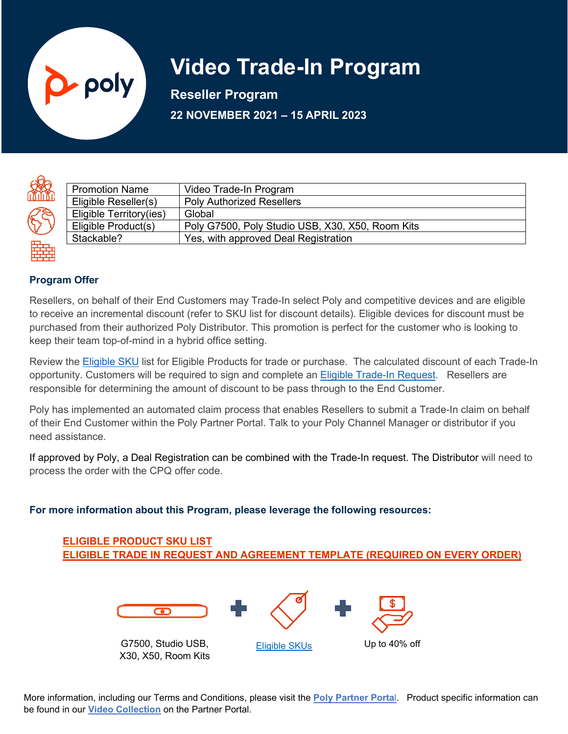# Video Trade-In Program

**Reseller Program**

**22 NOVEMBER 2021 – 15 APRIL 2023**

| Promotion Name | Video Trade-In Program |
|---|---|
| Eligible Reseller(s) | Poly Authorized Resellers |
| Eligible Territory(ies) | Global |
| Eligible Product(s) | Poly G7500, Poly Studio USB, X30, X50, Room Kits |
| Stackable? | Yes, with approved Deal Registration |

### Program Offer

Resellers, on behalf of their End Customers may Trade-In select Poly and competitive devices and are eligible to receive an incremental discount (refer to SKU list for discount details). Eligible devices for discount must be purchased from their authorized Poly Distributor. This promotion is perfect for the customer who is looking to keep their team top-of-mind in a hybrid office setting.

Review the Eligible SKU list for Eligible Products for trade or purchase. The calculated discount of each Trade-In opportunity. Customers will be required to sign and complete an Eligible Trade-In Request. Resellers are responsible for determining the amount of discount to be pass through to the End Customer.

Poly has implemented an automated claim process that enables Resellers to submit a Trade-In claim on behalf of their End Customer within the Poly Partner Portal. Talk to your Poly Channel Manager or distributor if you need assistance.

If approved by Poly, a Deal Registration can be combined with the Trade-In request. The Distributor will need to process the order with the CPQ offer code.

**For more information about this Program, please leverage the following resources:**

**ELIGIBLE PRODUCT SKU LIST**
**ELIGIBLE TRADE IN REQUEST AND AGREEMENT TEMPLATE (REQUIRED ON EVERY ORDER)**

G7500, Studio USB, X30, X50, Room Kits + Eligible SKUs + Up to 40% off

More information, including our Terms and Conditions, please visit the **Poly Partner Portal**. Product specific information can be found in our **Video Collection** on the Partner Portal.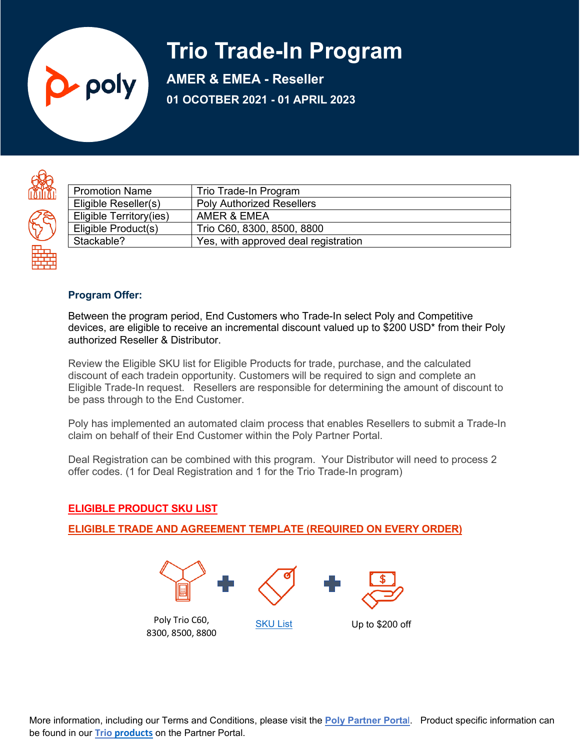# Trio Trade-In Program

**AMER & EMEA - Reseller**

**01 OCOTBER 2021 - 01 APRIL 2023**

| | |
|---|---|
| Promotion Name | Trio Trade-In Program |
| Eligible Reseller(s) | Poly Authorized Resellers |
| Eligible Territory(ies) | AMER & EMEA |
| Eligible Product(s) | Trio C60, 8300, 8500, 8800 |
| Stackable? | Yes, with approved deal registration |

### Program Offer:

Between the program period, End Customers who Trade-In select Poly and Competitive devices, are eligible to receive an incremental discount valued up to $200 USD* from their Poly authorized Reseller & Distributor.

Review the Eligible SKU list for Eligible Products for trade, purchase, and the calculated discount of each tradein opportunity. Customers will be required to sign and complete an Eligible Trade-In request. Resellers are responsible for determining the amount of discount to be pass through to the End Customer.

Poly has implemented an automated claim process that enables Resellers to submit a Trade-In claim on behalf of their End Customer within the Poly Partner Portal.

Deal Registration can be combined with this program. Your Distributor will need to process 2 offer codes. (1 for Deal Registration and 1 for the Trio Trade-In program)

**ELIGIBLE PRODUCT SKU LIST**

**ELIGIBLE TRADE AND AGREEMENT TEMPLATE (REQUIRED ON EVERY ORDER)**

Poly Trio C60, 8300, 8500, 8800 + SKU List + Up to $200 off

More information, including our Terms and Conditions, please visit the **Poly Partner Portal**. Product specific information can be found in our **Trio products** on the Partner Portal.